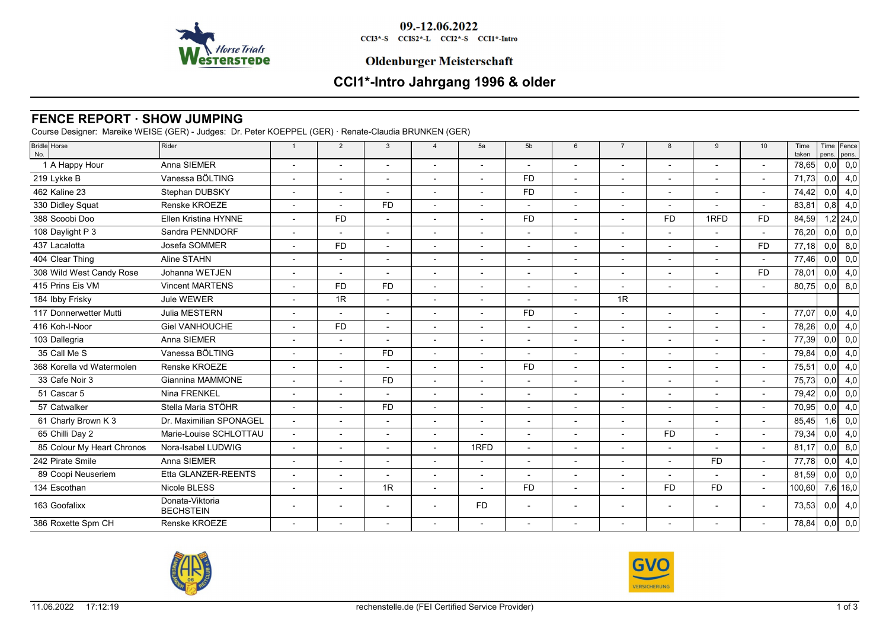09.-12.06.2022

CCI3*-S CCIS2*-L CCI2*-S CCI1*-Intro

Oldenburger Meisterschaft

# CCI1*-Intro Jahrgang 1996 & older

## FENCE REPORT · SHOW JUMPING

Course Designer: Mareike WEISE (GER) - Judges: Dr. Peter KOEPPEL (GER) · Renate-Claudia BRUNKEN (GER)

| Bridle No. | Horse | Rider | 1 | 2 | 3 | 4 | 5a | 5b | 6 | 7 | 8 | 9 | 10 | Time taken | Time pens. | Fence pens. |
|---|---|---|---|---|---|---|---|---|---|---|---|---|---|---|---|---|
| 1 | A Happy Hour | Anna SIEMER | - | - | - | - | - | - | - | - | - | - | - | 78,65 | 0,0 | 0,0 |
| 219 | Lykke B | Vanessa BÖLTING | - | - | - | - | - | FD | - | - | - | - | - | 71,73 | 0,0 | 4,0 |
| 462 | Kaline 23 | Stephan DUBSKY | - | - | - | - | - | FD | - | - | - | - | - | 74,42 | 0,0 | 4,0 |
| 330 | Didley Squat | Renske KROEZE | - | - | FD | - | - | - | - | - | - | - | - | 83,81 | 0,8 | 4,0 |
| 388 | Scoobi Doo | Ellen Kristina HYNNE | - | FD | - | - | - | FD | - | - | FD | 1RFD | FD | 84,59 | 1,2 | 24,0 |
| 108 | Daylight P 3 | Sandra PENNDORF | - | - | - | - | - | - | - | - | - | - | - | 76,20 | 0,0 | 0,0 |
| 437 | Lacalotta | Josefa SOMMER | - | FD | - | - | - | - | - | - | - | - | FD | 77,18 | 0,0 | 8,0 |
| 404 | Clear Thing | Aline STAHN | - | - | - | - | - | - | - | - | - | - | - | 77,46 | 0,0 | 0,0 |
| 308 | Wild West Candy Rose | Johanna WETJEN | - | - | - | - | - | - | - | - | - | - | FD | 78,01 | 0,0 | 4,0 |
| 415 | Prins Eis VM | Vincent MARTENS | - | FD | FD | - | - | - | - | - | - | - | - | 80,75 | 0,0 | 8,0 |
| 184 | Ibby Frisky | Jule WEWER | - | 1R | - | - | - | - | - | 1R | | | | | | |
| 117 | Donnerwetter Mutti | Julia MESTERN | - | - | - | - | - | FD | - | - | - | - | - | 77,07 | 0,0 | 4,0 |
| 416 | Koh-I-Noor | Giel VANHOUCHE | - | FD | - | - | - | - | - | - | - | - | - | 78,26 | 0,0 | 4,0 |
| 103 | Dallegria | Anna SIEMER | - | - | - | - | - | - | - | - | - | - | - | 77,39 | 0,0 | 0,0 |
| 35 | Call Me S | Vanessa BÖLTING | - | - | FD | - | - | - | - | - | - | - | - | 79,84 | 0,0 | 4,0 |
| 368 | Korella vd Watermolen | Renske KROEZE | - | - | - | - | - | FD | - | - | - | - | - | 75,51 | 0,0 | 4,0 |
| 33 | Cafe Noir 3 | Giannina MAMMONE | - | - | FD | - | - | - | - | - | - | - | - | 75,73 | 0,0 | 4,0 |
| 51 | Cascar 5 | Nina FRENKEL | - | - | - | - | - | - | - | - | - | - | - | 79,42 | 0,0 | 0,0 |
| 57 | Catwalker | Stella Maria STÖHR | - | - | FD | - | - | - | - | - | - | - | - | 70,95 | 0,0 | 4,0 |
| 61 | Charly Brown K 3 | Dr. Maximilian SPONAGEL | - | - | - | - | - | - | - | - | - | - | - | 85,45 | 1,6 | 0,0 |
| 65 | Chilli Day 2 | Marie-Louise SCHLOTTAU | - | - | - | - | - | - | - | - | FD | - | - | 79,34 | 0,0 | 4,0 |
| 85 | Colour My Heart Chronos | Nora-Isabel LUDWIG | - | - | - | - | 1RFD | - | - | - | - | - | - | 81,17 | 0,0 | 8,0 |
| 242 | Pirate Smile | Anna SIEMER | - | - | - | - | - | - | - | - | - | FD | - | 77,78 | 0,0 | 4,0 |
| 89 | Coopi Neuseriem | Etta GLANZER-REENTS | - | - | - | - | - | - | - | - | - | - | - | 81,59 | 0,0 | 0,0 |
| 134 | Escothan | Nicole BLESS | - | - | 1R | - | - | FD | - | - | FD | FD | - | 100,60 | 7,6 | 16,0 |
| 163 | Goofalixx | Donata-Viktoria BECHSTEIN | - | - | - | - | FD | - | - | - | - | - | - | 73,53 | 0,0 | 4,0 |
| 386 | Roxette Spm CH | Renske KROEZE | - | - | - | - | - | - | - | - | - | - | - | 78,84 | 0,0 | 0,0 |

11.06.2022 17:12:19

rechenstelle.de (FEI Certified Service Provider)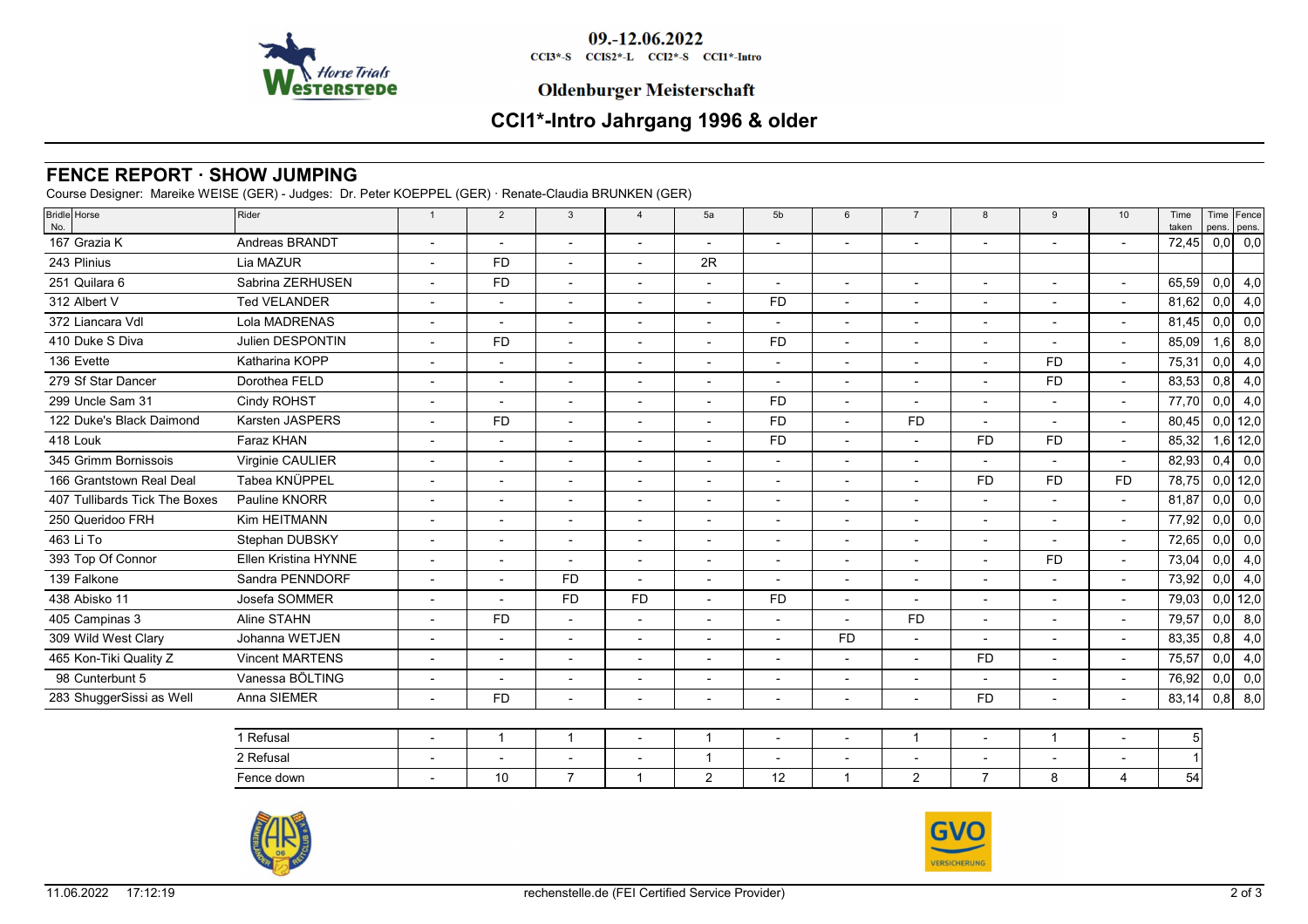09.-12.06.2022

CCI3*-S CCIS2*-L CCI2*-S CCI1*-Intro

Oldenburger Meisterschaft

# CCI1*-Intro Jahrgang 1996 & older

## FENCE REPORT · SHOW JUMPING

Course Designer: Mareike WEISE (GER) - Judges: Dr. Peter KOEPPEL (GER) · Renate-Claudia BRUNKEN (GER)

| Bridle No. | Horse | Rider | 1 | 2 | 3 | 4 | 5a | 5b | 6 | 7 | 8 | 9 | 10 | Time taken | Time pens. | Fence pens. |
|---|---|---|---|---|---|---|---|---|---|---|---|---|---|---|---|---|
| 167 | Grazia K | Andreas BRANDT | - | - | - | - | - | - | - | - | - | - | - | 72,45 | 0,0 | 0,0 |
| 243 | Plinius | Lia MAZUR | - | FD | - | - | 2R | | | | | | | | | |
| 251 | Quilara 6 | Sabrina ZERHUSEN | - | FD | - | - | - | - | - | - | - | - | - | 65,59 | 0,0 | 4,0 |
| 312 | Albert V | Ted VELANDER | - | - | - | - | - | FD | - | - | - | - | - | 81,62 | 0,0 | 4,0 |
| 372 | Liancara Vdl | Lola MADRENAS | - | - | - | - | - | - | - | - | - | - | - | 81,45 | 0,0 | 0,0 |
| 410 | Duke S Diva | Julien DESPONTIN | - | FD | - | - | - | FD | - | - | - | - | - | 85,09 | 1,6 | 8,0 |
| 136 | Evette | Katharina KOPP | - | - | - | - | - | - | - | - | - | FD | - | 75,31 | 0,0 | 4,0 |
| 279 | Sf Star Dancer | Dorothea FELD | - | - | - | - | - | - | - | - | - | FD | - | 83,53 | 0,8 | 4,0 |
| 299 | Uncle Sam 31 | Cindy ROHST | - | - | - | - | - | FD | - | - | - | - | - | 77,70 | 0,0 | 4,0 |
| 122 | Duke's Black Daimond | Karsten JASPERS | - | FD | - | - | - | FD | - | FD | - | - | - | 80,45 | 0,0 | 12,0 |
| 418 | Louk | Faraz KHAN | - | - | - | - | - | FD | - | - | FD | FD | - | 85,32 | 1,6 | 12,0 |
| 345 | Grimm Bornissois | Virginie CAULIER | - | - | - | - | - | - | - | - | - | - | - | 82,93 | 0,4 | 0,0 |
| 166 | Grantstown Real Deal | Tabea KNÜPPEL | - | - | - | - | - | - | - | - | FD | FD | FD | 78,75 | 0,0 | 12,0 |
| 407 | Tullibards Tick The Boxes | Pauline KNORR | - | - | - | - | - | - | - | - | - | - | - | 81,87 | 0,0 | 0,0 |
| 250 | Queridoo FRH | Kim HEITMANN | - | - | - | - | - | - | - | - | - | - | - | 77,92 | 0,0 | 0,0 |
| 463 | Li To | Stephan DUBSKY | - | - | - | - | - | - | - | - | - | - | - | 72,65 | 0,0 | 0,0 |
| 393 | Top Of Connor | Ellen Kristina HYNNE | - | - | - | - | - | - | - | - | - | FD | - | 73,04 | 0,0 | 4,0 |
| 139 | Falkone | Sandra PENNDORF | - | - | FD | - | - | - | - | - | - | - | - | 73,92 | 0,0 | 4,0 |
| 438 | Abisko 11 | Josefa SOMMER | - | - | FD | FD | - | FD | - | - | - | - | - | 79,03 | 0,0 | 12,0 |
| 405 | Campinas 3 | Aline STAHN | - | FD | - | - | - | - | - | FD | - | - | - | 79,57 | 0,0 | 8,0 |
| 309 | Wild West Clary | Johanna WETJEN | - | - | - | - | - | - | FD | - | - | - | - | 83,35 | 0,8 | 4,0 |
| 465 | Kon-Tiki Quality Z | Vincent MARTENS | - | - | - | - | - | - | - | - | FD | - | - | 75,57 | 0,0 | 4,0 |
| 98 | Cunterbunt 5 | Vanessa BÖLTING | - | - | - | - | - | - | - | - | - | - | - | 76,92 | 0,0 | 0,0 |
| 283 | ShuggerSissi as Well | Anna SIEMER | - | FD | - | - | - | - | - | - | FD | - | - | 83,14 | 0,8 | 8,0 |

| | 1 | 2 | 3 | 4 | 5a | 5b | 6 | 7 | 8 | 9 | 10 | Total |
|---|---|---|---|---|---|---|---|---|---|---|---|---|
| 1 Refusal | - | 1 | 1 | - | 1 | - | - | 1 | - | 1 | - | 5 |
| 2 Refusal | - | - | - | - | 1 | - | - | - | - | - | - | 1 |
| Fence down | - | 10 | 7 | 1 | 2 | 12 | 1 | 2 | 7 | 8 | 4 | 54 |

11.06.2022 17:12:19 rechenstelle.de (FEI Certified Service Provider)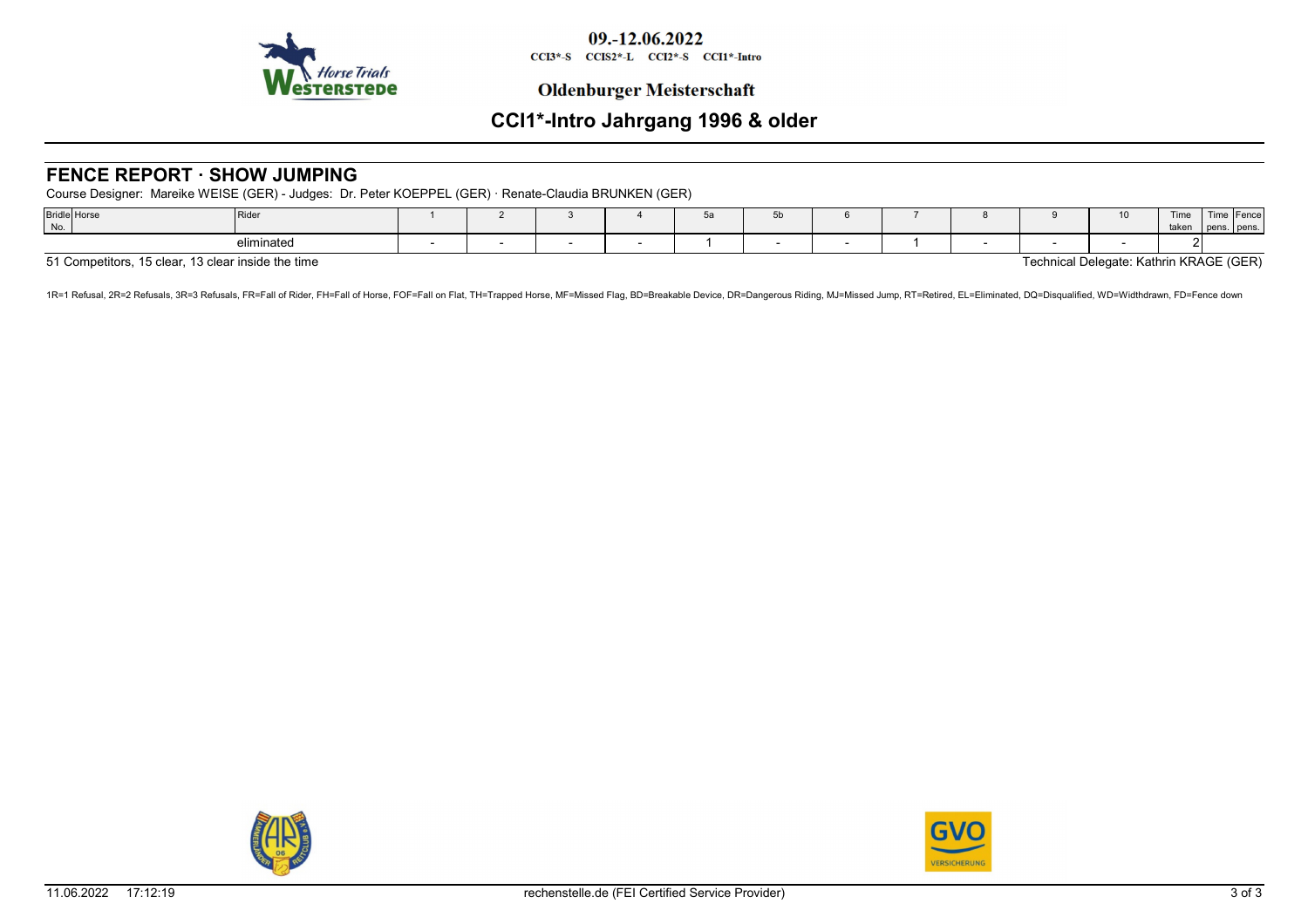09.-12.06.2022

CCI3*-S CCIS2*-L CCI2*-S CCI1*-Intro

Oldenburger Meisterschaft

# CCI1*-Intro Jahrgang 1996 & older

## FENCE REPORT · SHOW JUMPING

Course Designer: Mareike WEISE (GER) - Judges: Dr. Peter KOEPPEL (GER) · Renate-Claudia BRUNKEN (GER)

| Bridle No. | Horse | Rider | 1 | 2 | 3 | 4 | 5a | 5b | 6 | 7 | 8 | 9 | 10 | Time taken | Time pens. | Fence pens. |
|---|---|---|---|---|---|---|---|---|---|---|---|---|---|---|---|---|
| | | eliminated | - | - | - | - | 1 | - | - | 1 | - | - | - | 2 | | |

51 Competitors, 15 clear, 13 clear inside the time

Technical Delegate: Kathrin KRAGE (GER)

1R=1 Refusal, 2R=2 Refusals, 3R=3 Refusals, FR=Fall of Rider, FH=Fall of Horse, FOF=Fall on Flat, TH=Trapped Horse, MF=Missed Flag, BD=Breakable Device, DR=Dangerous Riding, MJ=Missed Jump, RT=Retired, EL=Eliminated, DQ=Disqualified, WD=Widthdrawn, FD=Fence down

11.06.2022 17:12:19

rechenstelle.de (FEI Certified Service Provider)